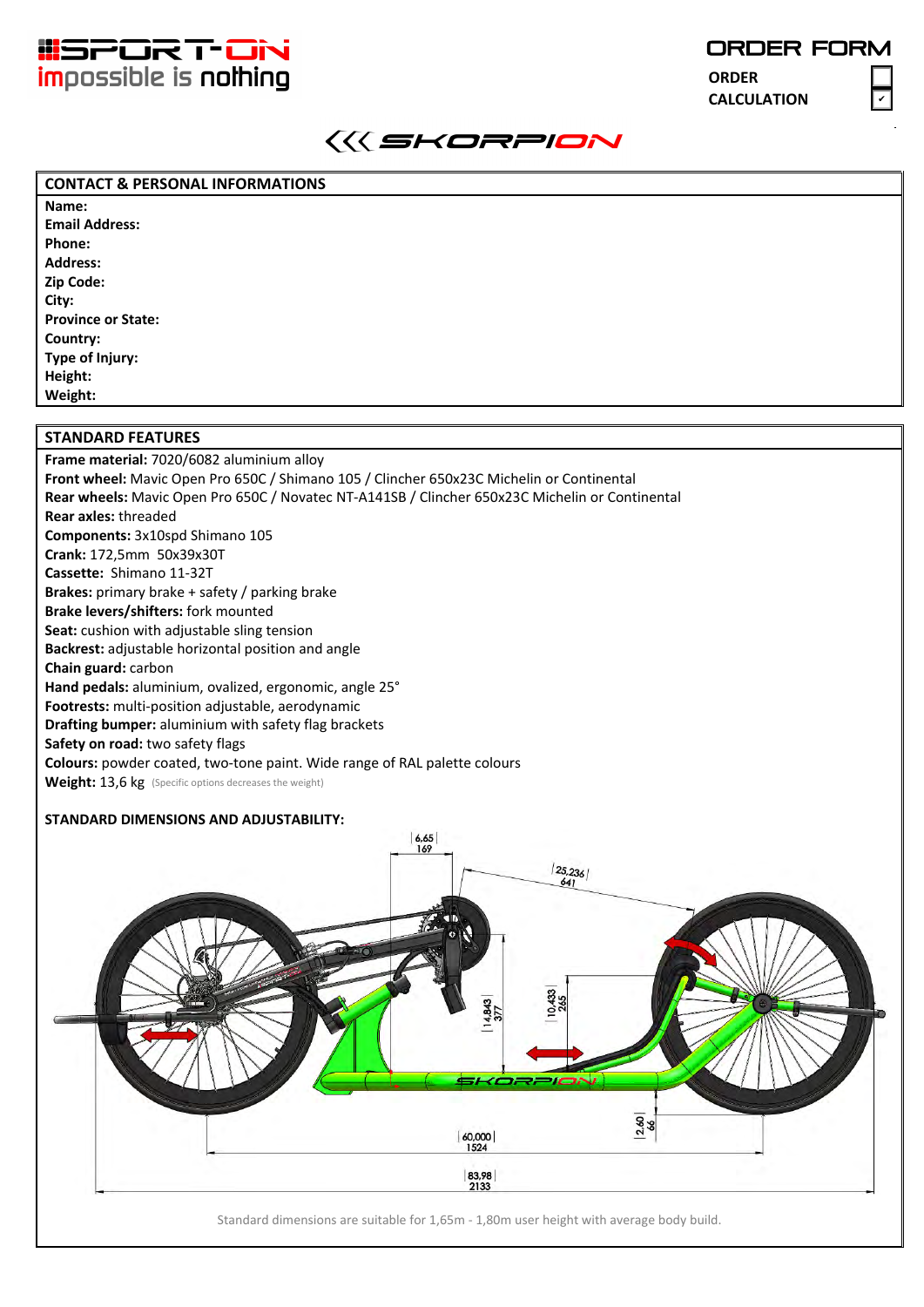SPORT-ON
impossible is nothing

# ORDER FORM

ORDER ☐
CALCULATION ☑

SKORPION

## CONTACT & PERSONAL INFORMATIONS

**Name:**
**Email Address:**
**Phone:**
**Address:**
**Zip Code:**
**City:**
**Province or State:**
**Country:**
**Type of Injury:**
**Height:**
**Weight:**

## STANDARD FEATURES

**Frame material:** 7020/6082 aluminium alloy
**Front wheel:** Mavic Open Pro 650C / Shimano 105 / Clincher 650x23C Michelin or Continental
**Rear wheels:** Mavic Open Pro 650C / Novatec NT-A141SB / Clincher 650x23C Michelin or Continental
**Rear axles:** threaded
**Components:** 3x10spd Shimano 105
**Crank:** 172,5mm 50x39x30T
**Cassette:** Shimano 11-32T
**Brakes:** primary brake + safety / parking brake
**Brake levers/shifters:** fork mounted
**Seat:** cushion with adjustable sling tension
**Backrest:** adjustable horizontal position and angle
**Chain guard:** carbon
**Hand pedals:** aluminium, ovalized, ergonomic, angle 25°
**Footrests:** multi-position adjustable, aerodynamic
**Drafting bumper:** aluminium with safety flag brackets
**Safety on road:** two safety flags
**Colours:** powder coated, two-tone paint. Wide range of RAL palette colours
**Weight:** 13,6 kg (Specific options decreases the weight)

**STANDARD DIMENSIONS AND ADJUSTABILITY:**

6,65 / 169
25,236 / 641
14,843 / 377
10,433 / 265
2,60 / 66
60,000 / 1524
83,98 / 2133

Standard dimensions are suitable for 1,65m - 1,80m user height with average body build.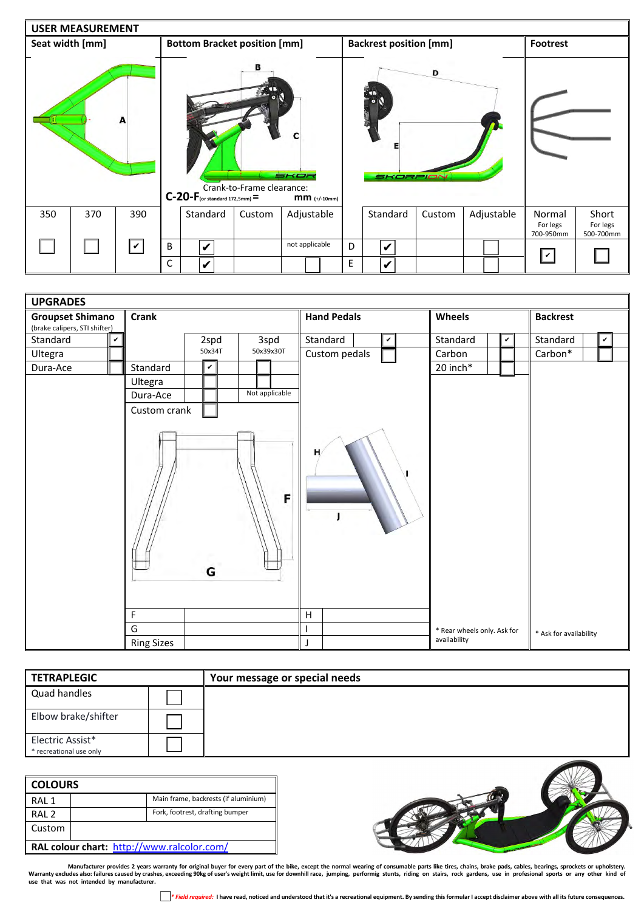## USER MEASUREMENT

| Seat width [mm] | | | Bottom Bracket position [mm] | | | | Backrest position [mm] | | | | Footrest | |
|---|---|---|---|---|---|---|---|---|---|---|---|---|
| A | | | B, C — Crank-to-Frame clearance: C-20-F (or standard 172,5mm) = mm (+/-10mm) | | | | D, E | | | | | |
| 350 | 370 | 390 | | Standard | Custom | Adjustable | | Standard | Custom | Adjustable | Normal For legs 700-950mm | Short For legs 500-700mm |
| ☐ | ☐ | ☑ | B | ☑ | | not applicable | D | ☑ | | ☐ | ☑ | ☐ |
| | | | C | ☑ | | ☐ | E | ☑ | | ☐ | | |

## UPGRADES

| Groupset Shimano (brake calipers, STI shifter) | | Crank | 2spd 50x34T | 3spd 50x39x30T | Hand Pedals | | Wheels | | Backrest | |
|---|---|---|---|---|---|---|---|---|---|---|
| Standard | ☑ | | | | Standard | ☑ | Standard | ☑ | Standard | ☑ |
| Ultegra | ☐ | | | | Custom pedals | ☐ | Carbon | ☐ | Carbon* | ☐ |
| Dura-Ace | ☐ | Standard | ☑ | ☐ | | | 20 inch* | ☐ | | |
| | | Ultegra | ☐ | ☐ | | | | | | |
| | | Dura-Ace | ☐ | Not applicable | | | | | | |
| | | Custom crank | ☐ | | | | | | | |
| | | F | | | H | | | | | |
| | | G | | | I | | * Rear wheels only. Ask for availability | | * Ask for availability | |
| | | Ring Sizes | | | J | | | | | |

| TETRAPLEGIC | | Your message or special needs |
|---|---|---|
| Quad handles | ☐ | |
| Elbow brake/shifter | ☐ | |
| Electric Assist* <br> * recreational use only | ☐ | |

| COLOURS | | |
|---|---|---|
| RAL 1 | | Main frame, backrests (if aluminium) |
| RAL 2 | | Fork, footrest, drafting bumper |
| Custom | | |
| RAL colour chart: http://www.ralcolor.com/ | | |

Manufacturer provides 2 years warranty for original buyer for every part of the bike, except the normal wearing of consumable parts like tires, chains, brake pads, cables, bearings, sprockets or upholstery. Warranty excludes also: failures caused by crashes, exceeding 90kg of user's weight limit, use for downhill race, jumping, performig stunts, riding on stairs, rock gardens, use in profesional sports or any other kind of use that was not intended by manufacturer.

☐ *\* Field required:* I have read, noticed and understood that it's a recreational equipment. By sending this formular I accept disclaimer above with all its future consequences.